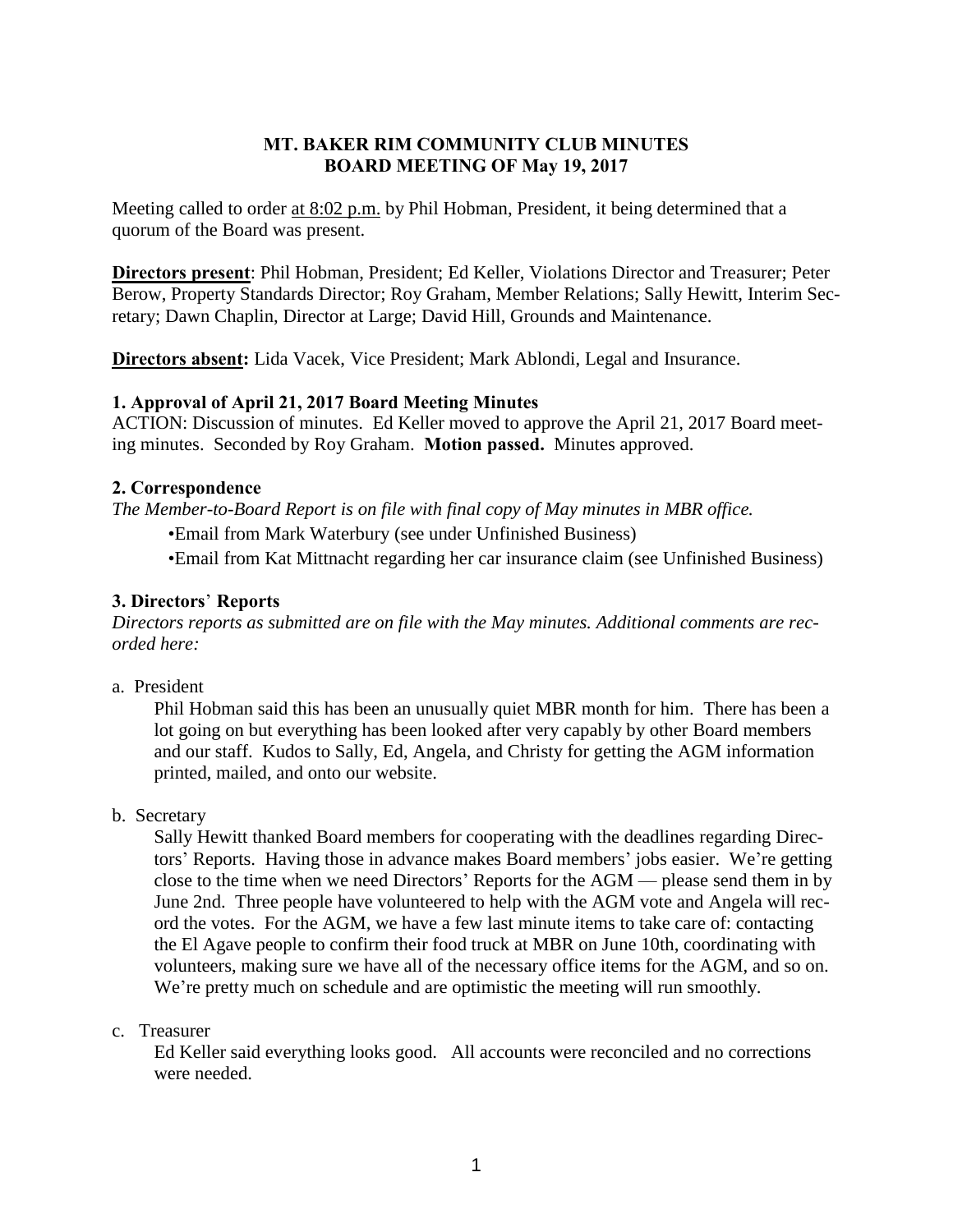# MT. BAKER RIM COMMUNITY CLUB MINUTES
## BOARD MEETING OF May 19, 2017

Meeting called to order at 8:02 p.m. by Phil Hobman, President, it being determined that a quorum of the Board was present.

**Directors present**: Phil Hobman, President; Ed Keller, Violations Director and Treasurer; Peter Berow, Property Standards Director; Roy Graham, Member Relations; Sally Hewitt, Interim Secretary; Dawn Chaplin, Director at Large; David Hill, Grounds and Maintenance.

**Directors absent:** Lida Vacek, Vice President; Mark Ablondi, Legal and Insurance.

### 1. Approval of April 21, 2017 Board Meeting Minutes

ACTION: Discussion of minutes. Ed Keller moved to approve the April 21, 2017 Board meeting minutes. Seconded by Roy Graham. **Motion passed.** Minutes approved.

### 2. Correspondence

*The Member-to-Board Report is on file with final copy of May minutes in MBR office.*

- Email from Mark Waterbury (see under Unfinished Business)
- Email from Kat Mittnacht regarding her car insurance claim (see Unfinished Business)

### 3. Directors' Reports

*Directors reports as submitted are on file with the May minutes. Additional comments are recorded here:*

a. President

Phil Hobman said this has been an unusually quiet MBR month for him. There has been a lot going on but everything has been looked after very capably by other Board members and our staff. Kudos to Sally, Ed, Angela, and Christy for getting the AGM information printed, mailed, and onto our website.

b. Secretary

Sally Hewitt thanked Board members for cooperating with the deadlines regarding Directors' Reports. Having those in advance makes Board members' jobs easier. We're getting close to the time when we need Directors' Reports for the AGM — please send them in by June 2nd. Three people have volunteered to help with the AGM vote and Angela will record the votes. For the AGM, we have a few last minute items to take care of: contacting the El Agave people to confirm their food truck at MBR on June 10th, coordinating with volunteers, making sure we have all of the necessary office items for the AGM, and so on. We're pretty much on schedule and are optimistic the meeting will run smoothly.

c. Treasurer

Ed Keller said everything looks good. All accounts were reconciled and no corrections were needed.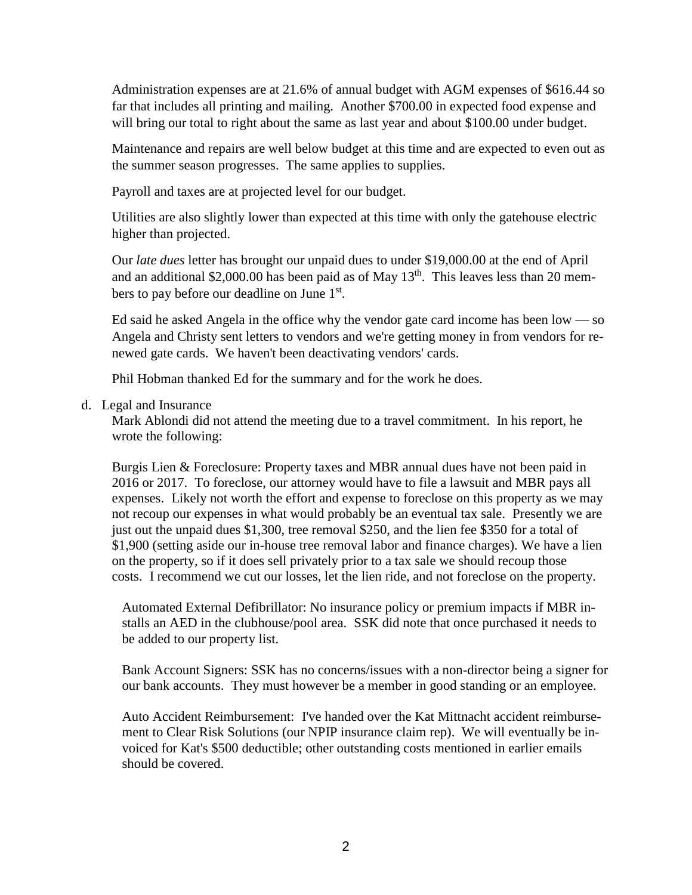Administration expenses are at 21.6% of annual budget with AGM expenses of $616.44 so far that includes all printing and mailing. Another $700.00 in expected food expense and will bring our total to right about the same as last year and about $100.00 under budget.

Maintenance and repairs are well below budget at this time and are expected to even out as the summer season progresses. The same applies to supplies.

Payroll and taxes are at projected level for our budget.

Utilities are also slightly lower than expected at this time with only the gatehouse electric higher than projected.

Our *late dues* letter has brought our unpaid dues to under $19,000.00 at the end of April and an additional $2,000.00 has been paid as of May 13th. This leaves less than 20 members to pay before our deadline on June 1st.

Ed said he asked Angela in the office why the vendor gate card income has been low — so Angela and Christy sent letters to vendors and we're getting money in from vendors for renewed gate cards. We haven't been deactivating vendors' cards.

Phil Hobman thanked Ed for the summary and for the work he does.

d. Legal and Insurance

Mark Ablondi did not attend the meeting due to a travel commitment. In his report, he wrote the following:

Burgis Lien & Foreclosure: Property taxes and MBR annual dues have not been paid in 2016 or 2017. To foreclose, our attorney would have to file a lawsuit and MBR pays all expenses. Likely not worth the effort and expense to foreclose on this property as we may not recoup our expenses in what would probably be an eventual tax sale. Presently we are just out the unpaid dues $1,300, tree removal $250, and the lien fee $350 for a total of $1,900 (setting aside our in-house tree removal labor and finance charges). We have a lien on the property, so if it does sell privately prior to a tax sale we should recoup those costs. I recommend we cut our losses, let the lien ride, and not foreclose on the property.

Automated External Defibrillator: No insurance policy or premium impacts if MBR installs an AED in the clubhouse/pool area. SSK did note that once purchased it needs to be added to our property list.

Bank Account Signers: SSK has no concerns/issues with a non-director being a signer for our bank accounts. They must however be a member in good standing or an employee.

Auto Accident Reimbursement: I've handed over the Kat Mittnacht accident reimbursement to Clear Risk Solutions (our NPIP insurance claim rep). We will eventually be invoiced for Kat's $500 deductible; other outstanding costs mentioned in earlier emails should be covered.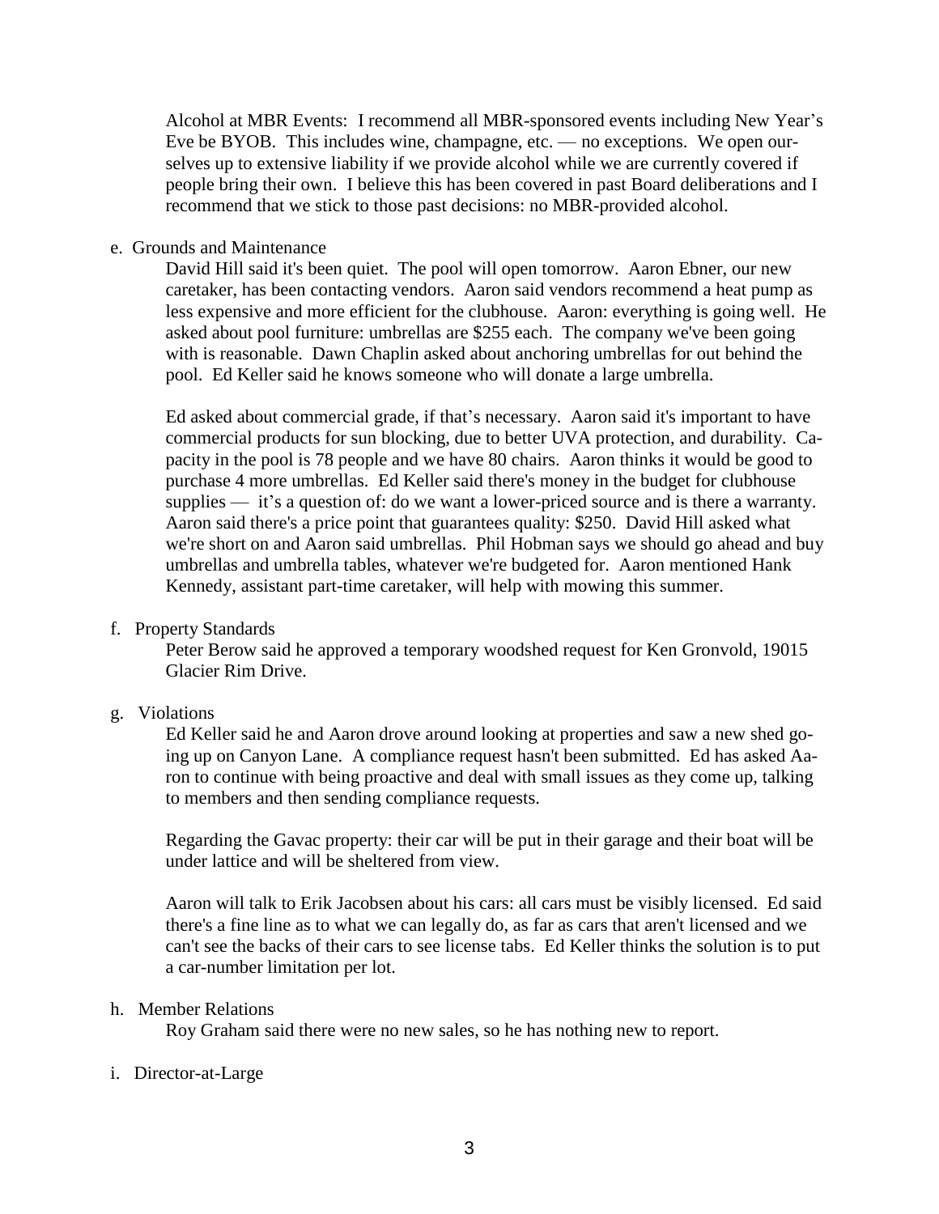Alcohol at MBR Events: I recommend all MBR-sponsored events including New Year's Eve be BYOB. This includes wine, champagne, etc. — no exceptions. We open ourselves up to extensive liability if we provide alcohol while we are currently covered if people bring their own. I believe this has been covered in past Board deliberations and I recommend that we stick to those past decisions: no MBR-provided alcohol.

e. Grounds and Maintenance

David Hill said it's been quiet. The pool will open tomorrow. Aaron Ebner, our new caretaker, has been contacting vendors. Aaron said vendors recommend a heat pump as less expensive and more efficient for the clubhouse. Aaron: everything is going well. He asked about pool furniture: umbrellas are $255 each. The company we've been going with is reasonable. Dawn Chaplin asked about anchoring umbrellas for out behind the pool. Ed Keller said he knows someone who will donate a large umbrella.

Ed asked about commercial grade, if that's necessary. Aaron said it's important to have commercial products for sun blocking, due to better UVA protection, and durability. Capacity in the pool is 78 people and we have 80 chairs. Aaron thinks it would be good to purchase 4 more umbrellas. Ed Keller said there's money in the budget for clubhouse supplies — it's a question of: do we want a lower-priced source and is there a warranty. Aaron said there's a price point that guarantees quality: $250. David Hill asked what we're short on and Aaron said umbrellas. Phil Hobman says we should go ahead and buy umbrellas and umbrella tables, whatever we're budgeted for. Aaron mentioned Hank Kennedy, assistant part-time caretaker, will help with mowing this summer.

f. Property Standards

Peter Berow said he approved a temporary woodshed request for Ken Gronvold, 19015 Glacier Rim Drive.

g. Violations

Ed Keller said he and Aaron drove around looking at properties and saw a new shed going up on Canyon Lane. A compliance request hasn't been submitted. Ed has asked Aaron to continue with being proactive and deal with small issues as they come up, talking to members and then sending compliance requests.

Regarding the Gavac property: their car will be put in their garage and their boat will be under lattice and will be sheltered from view.

Aaron will talk to Erik Jacobsen about his cars: all cars must be visibly licensed. Ed said there's a fine line as to what we can legally do, as far as cars that aren't licensed and we can't see the backs of their cars to see license tabs. Ed Keller thinks the solution is to put a car-number limitation per lot.

h. Member Relations

Roy Graham said there were no new sales, so he has nothing new to report.

i. Director-at-Large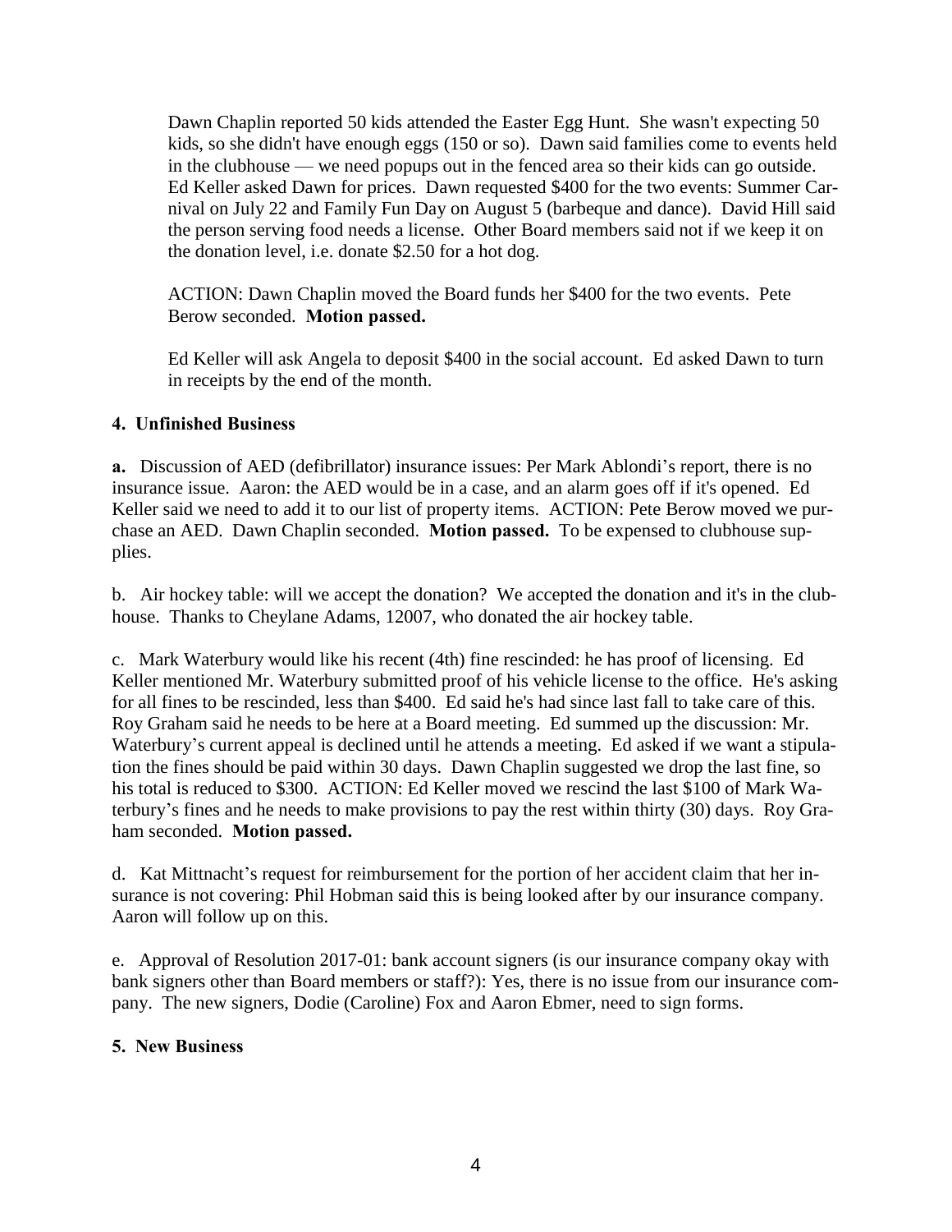Dawn Chaplin reported 50 kids attended the Easter Egg Hunt. She wasn't expecting 50 kids, so she didn't have enough eggs (150 or so). Dawn said families come to events held in the clubhouse — we need popups out in the fenced area so their kids can go outside. Ed Keller asked Dawn for prices. Dawn requested $400 for the two events: Summer Carnival on July 22 and Family Fun Day on August 5 (barbeque and dance). David Hill said the person serving food needs a license. Other Board members said not if we keep it on the donation level, i.e. donate $2.50 for a hot dog.

ACTION: Dawn Chaplin moved the Board funds her $400 for the two events. Pete Berow seconded. **Motion passed.**

Ed Keller will ask Angela to deposit $400 in the social account. Ed asked Dawn to turn in receipts by the end of the month.

**4. Unfinished Business**

**a.** Discussion of AED (defibrillator) insurance issues: Per Mark Ablondi's report, there is no insurance issue. Aaron: the AED would be in a case, and an alarm goes off if it's opened. Ed Keller said we need to add it to our list of property items. ACTION: Pete Berow moved we purchase an AED. Dawn Chaplin seconded. **Motion passed.** To be expensed to clubhouse supplies.

b. Air hockey table: will we accept the donation? We accepted the donation and it's in the clubhouse. Thanks to Cheylane Adams, 12007, who donated the air hockey table.

c. Mark Waterbury would like his recent (4th) fine rescinded: he has proof of licensing. Ed Keller mentioned Mr. Waterbury submitted proof of his vehicle license to the office. He's asking for all fines to be rescinded, less than $400. Ed said he's had since last fall to take care of this. Roy Graham said he needs to be here at a Board meeting. Ed summed up the discussion: Mr. Waterbury's current appeal is declined until he attends a meeting. Ed asked if we want a stipulation the fines should be paid within 30 days. Dawn Chaplin suggested we drop the last fine, so his total is reduced to $300. ACTION: Ed Keller moved we rescind the last $100 of Mark Waterbury's fines and he needs to make provisions to pay the rest within thirty (30) days. Roy Graham seconded. **Motion passed.**

d. Kat Mittnacht's request for reimbursement for the portion of her accident claim that her insurance is not covering: Phil Hobman said this is being looked after by our insurance company. Aaron will follow up on this.

e. Approval of Resolution 2017-01: bank account signers (is our insurance company okay with bank signers other than Board members or staff?): Yes, there is no issue from our insurance company. The new signers, Dodie (Caroline) Fox and Aaron Ebmer, need to sign forms.

**5. New Business**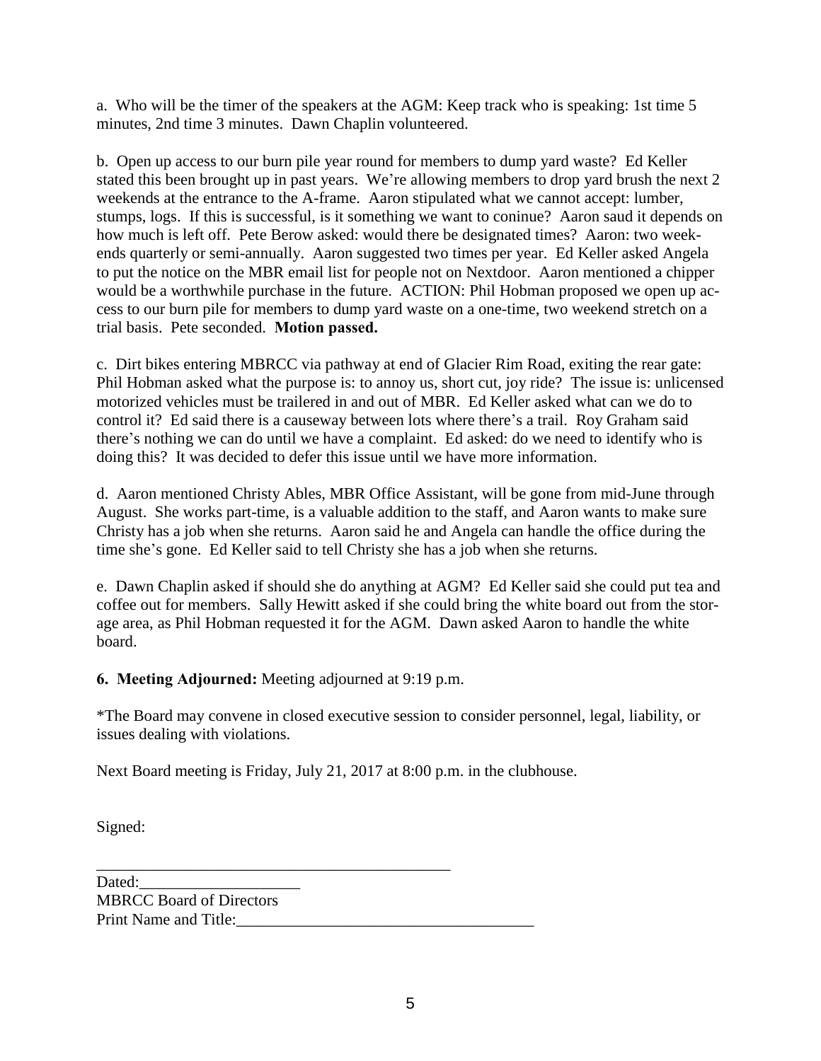a. Who will be the timer of the speakers at the AGM: Keep track who is speaking: 1st time 5 minutes, 2nd time 3 minutes. Dawn Chaplin volunteered.

b. Open up access to our burn pile year round for members to dump yard waste? Ed Keller stated this been brought up in past years. We're allowing members to drop yard brush the next 2 weekends at the entrance to the A-frame. Aaron stipulated what we cannot accept: lumber, stumps, logs. If this is successful, is it something we want to coninue? Aaron saud it depends on how much is left off. Pete Berow asked: would there be designated times? Aaron: two weekends quarterly or semi-annually. Aaron suggested two times per year. Ed Keller asked Angela to put the notice on the MBR email list for people not on Nextdoor. Aaron mentioned a chipper would be a worthwhile purchase in the future. ACTION: Phil Hobman proposed we open up access to our burn pile for members to dump yard waste on a one-time, two weekend stretch on a trial basis. Pete seconded. **Motion passed.**

c. Dirt bikes entering MBRCC via pathway at end of Glacier Rim Road, exiting the rear gate: Phil Hobman asked what the purpose is: to annoy us, short cut, joy ride? The issue is: unlicensed motorized vehicles must be trailered in and out of MBR. Ed Keller asked what can we do to control it? Ed said there is a causeway between lots where there's a trail. Roy Graham said there's nothing we can do until we have a complaint. Ed asked: do we need to identify who is doing this? It was decided to defer this issue until we have more information.

d. Aaron mentioned Christy Ables, MBR Office Assistant, will be gone from mid-June through August. She works part-time, is a valuable addition to the staff, and Aaron wants to make sure Christy has a job when she returns. Aaron said he and Angela can handle the office during the time she's gone. Ed Keller said to tell Christy she has a job when she returns.

e. Dawn Chaplin asked if should she do anything at AGM? Ed Keller said she could put tea and coffee out for members. Sally Hewitt asked if she could bring the white board out from the storage area, as Phil Hobman requested it for the AGM. Dawn asked Aaron to handle the white board.

**6. Meeting Adjourned:** Meeting adjourned at 9:19 p.m.

*The Board may convene in closed executive session to consider personnel, legal, liability, or issues dealing with violations.

Next Board meeting is Friday, July 21, 2017 at 8:00 p.m. in the clubhouse.

Signed:

\_\_\_\_\_\_\_\_\_\_\_\_\_\_\_\_\_\_\_\_\_\_\_\_\_\_\_\_\_\_\_\_\_\_\_\_\_\_\_\_\_\_\_\_

Dated:\_\_\_\_\_\_\_\_\_\_\_\_\_\_\_\_\_\_\_\_

MBRCC Board of Directors

Print Name and Title:\_\_\_\_\_\_\_\_\_\_\_\_\_\_\_\_\_\_\_\_\_\_\_\_\_\_\_\_\_\_\_\_\_\_\_\_\_